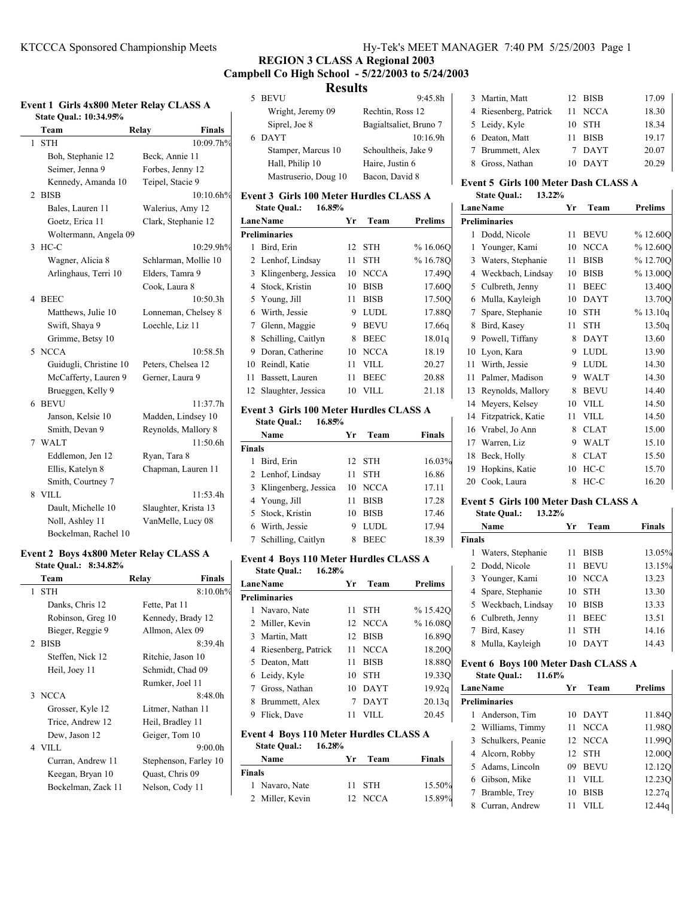# REGION 3 CLASS A Regional 2003

## Campbell Co High School - 5/22/2003 to 5/24/2003

## Results

### Event 1 Girls 4x800 Meter Relay CLASS A

**State Qual.: 10:34.95%**

| | Team | Relay | Finals |
|---|---|---|---|
| 1 | STH | | 10:09.7h% |
| | Boh, Stephanie 12 | Beck, Annie 11 | |
| | Seimer, Jenna 9 | Forbes, Jenny 12 | |
| | Kennedy, Amanda 10 | Teipel, Stacie 9 | |
| 2 | BISB | | 10:10.6h% |
| | Bales, Lauren 11 | Walerius, Amy 12 | |
| | Goetz, Erica 11 | Clark, Stephanie 12 | |
| | Woltermann, Angela 09 | | |
| 3 | HC-C | | 10:29.9h% |
| | Wagner, Alicia 8 | Schlarman, Mollie 10 | |
| | Arlinghaus, Terri 10 | Elders, Tamra 9 | |
| | | Cook, Laura 8 | |
| 4 | BEEC | | 10:50.3h |
| | Matthews, Julie 10 | Lonneman, Chelsey 8 | |
| | Swift, Shaya 9 | Loechle, Liz 11 | |
| | Grimme, Betsy 10 | | |
| 5 | NCCA | | 10:58.5h |
| | Guidugli, Christine 10 | Peters, Chelsea 12 | |
| | McCafferty, Lauren 9 | Gerner, Laura 9 | |
| | Brueggen, Kelly 9 | | |
| 6 | BEVU | | 11:37.7h |
| | Janson, Kelsie 10 | Madden, Lindsey 10 | |
| | Smith, Devan 9 | Reynolds, Mallory 8 | |
| 7 | WALT | | 11:50.6h |
| | Eddlemon, Jen 12 | Ryan, Tara 8 | |
| | Ellis, Katelyn 8 | Chapman, Lauren 11 | |
| | Smith, Courtney 7 | | |
| 8 | VILL | | 11:53.4h |
| | Dault, Michelle 10 | Slaughter, Krista 13 | |
| | Noll, Ashley 11 | VanMelle, Lucy 08 | |
| | Bockelman, Rachel 10 | | |

### Event 2 Boys 4x800 Meter Relay CLASS A

**State Qual.: 8:34.82%**

| | Team | Relay | Finals |
|---|---|---|---|
| 1 | STH | | 8:10.0h% |
| | Danks, Chris 12 | Fette, Pat 11 | |
| | Robinson, Greg 10 | Kennedy, Brady 12 | |
| | Bieger, Reggie 9 | Allmon, Alex 09 | |
| 2 | BISB | | 8:39.4h |
| | Steffen, Nick 12 | Ritchie, Jason 10 | |
| | Heil, Joey 11 | Schmidt, Chad 09 | |
| | | Rumker, Joel 11 | |
| 3 | NCCA | | 8:48.0h |
| | Grosser, Kyle 12 | Litmer, Nathan 11 | |
| | Trice, Andrew 12 | Heil, Bradley 11 | |
| | Dew, Jason 12 | Geiger, Tom 10 | |
| 4 | VILL | | 9:00.0h |
| | Curran, Andrew 11 | Stephenson, Farley 10 | |
| | Keegan, Bryan 10 | Quast, Chris 09 | |
| | Bockelman, Zack 11 | Nelson, Cody 11 | |
| 5 | BEVU | | 9:45.8h |
| | Wright, Jeremy 09 | Rechtin, Ross 12 | |
| | Siprel, Joe 8 | Bagialtsaliet, Bruno 7 | |
| 6 | DAYT | | 10:16.9h |
| | Stamper, Marcus 10 | Schoultheis, Jake 9 | |
| | Hall, Philip 10 | Haire, Justin 6 | |
| | Mastruserio, Doug 10 | Bacon, David 8 | |

### Event 3 Girls 100 Meter Hurdles CLASS A

**State Qual.: 16.85%**

| Lane | Name | Yr | Team | Prelims |
|---|---|---|---|---|
| **Preliminaries** | | | | |
| 1 | Bird, Erin | 12 | STH | % 16.06Q |
| 2 | Lenhof, Lindsay | 11 | STH | % 16.78Q |
| 3 | Klingenberg, Jessica | 10 | NCCA | 17.49Q |
| 4 | Stock, Kristin | 10 | BISB | 17.60Q |
| 5 | Young, Jill | 11 | BISB | 17.50Q |
| 6 | Wirth, Jessie | 9 | LUDL | 17.88Q |
| 7 | Glenn, Maggie | 9 | BEVU | 17.66q |
| 8 | Schilling, Caitlyn | 8 | BEEC | 18.01q |
| 9 | Doran, Catherine | 10 | NCCA | 18.19 |
| 10 | Reindl, Katie | 11 | VILL | 20.27 |
| 11 | Bassett, Lauren | 11 | BEEC | 20.88 |
| 12 | Slaughter, Jessica | 10 | VILL | 21.18 |

### Event 3 Girls 100 Meter Hurdles CLASS A

**State Qual.: 16.85%**

| | Name | Yr | Team | Finals |
|---|---|---|---|---|
| **Finals** | | | | |
| 1 | Bird, Erin | 12 | STH | 16.03% |
| 2 | Lenhof, Lindsay | 11 | STH | 16.86 |
| 3 | Klingenberg, Jessica | 10 | NCCA | 17.11 |
| 4 | Young, Jill | 11 | BISB | 17.28 |
| 5 | Stock, Kristin | 10 | BISB | 17.46 |
| 6 | Wirth, Jessie | 9 | LUDL | 17.94 |
| 7 | Schilling, Caitlyn | 8 | BEEC | 18.39 |

### Event 4 Boys 110 Meter Hurdles CLASS A

**State Qual.: 16.28%**

| Lane | Name | Yr | Team | Prelims |
|---|---|---|---|---|
| **Preliminaries** | | | | |
| 1 | Navaro, Nate | 11 | STH | % 15.42Q |
| 2 | Miller, Kevin | 12 | NCCA | % 16.08Q |
| 3 | Martin, Matt | 12 | BISB | 16.89Q |
| 4 | Riesenberg, Patrick | 11 | NCCA | 18.20Q |
| 5 | Deaton, Matt | 11 | BISB | 18.88Q |
| 6 | Leidy, Kyle | 10 | STH | 19.33Q |
| 7 | Gross, Nathan | 10 | DAYT | 19.92q |
| 8 | Brummett, Alex | 7 | DAYT | 20.13q |
| 9 | Flick, Dave | 11 | VILL | 20.45 |

### Event 4 Boys 110 Meter Hurdles CLASS A

**State Qual.: 16.28%**

| | Name | Yr | Team | Finals |
|---|---|---|---|---|
| **Finals** | | | | |
| 1 | Navaro, Nate | 11 | STH | 15.50% |
| 2 | Miller, Kevin | 12 | NCCA | 15.89% |
| 3 | Martin, Matt | 12 | BISB | 17.09 |
| 4 | Riesenberg, Patrick | 11 | NCCA | 18.30 |
| 5 | Leidy, Kyle | 10 | STH | 18.34 |
| 6 | Deaton, Matt | 11 | BISB | 19.17 |
| 7 | Brummett, Alex | 7 | DAYT | 20.07 |
| 8 | Gross, Nathan | 10 | DAYT | 20.29 |

### Event 5 Girls 100 Meter Dash CLASS A

**State Qual.: 13.22%**

| Lane | Name | Yr | Team | Prelims |
|---|---|---|---|---|
| **Preliminaries** | | | | |
| 1 | Dodd, Nicole | 11 | BEVU | % 12.60Q |
| 1 | Younger, Kami | 10 | NCCA | % 12.60Q |
| 3 | Waters, Stephanie | 11 | BISB | % 12.70Q |
| 4 | Weckbach, Lindsay | 10 | BISB | % 13.00Q |
| 5 | Culbreth, Jenny | 11 | BEEC | 13.40Q |
| 6 | Mulla, Kayleigh | 10 | DAYT | 13.70Q |
| 7 | Spare, Stephanie | 10 | STH | % 13.10q |
| 8 | Bird, Kasey | 11 | STH | 13.50q |
| 9 | Powell, Tiffany | 8 | DAYT | 13.60 |
| 10 | Lyon, Kara | 9 | LUDL | 13.90 |
| 11 | Wirth, Jessie | 9 | LUDL | 14.30 |
| 11 | Palmer, Madison | 9 | WALT | 14.30 |
| 13 | Reynolds, Mallory | 8 | BEVU | 14.40 |
| 14 | Meyers, Kelsey | 10 | VILL | 14.50 |
| 14 | Fitzpatrick, Katie | 11 | VILL | 14.50 |
| 16 | Vrabel, Jo Ann | 8 | CLAT | 15.00 |
| 17 | Warren, Liz | 9 | WALT | 15.10 |
| 18 | Beck, Holly | 8 | CLAT | 15.50 |
| 19 | Hopkins, Katie | 10 | HC-C | 15.70 |
| 20 | Cook, Laura | 8 | HC-C | 16.20 |

### Event 5 Girls 100 Meter Dash CLASS A

**State Qual.: 13.22%**

| | Name | Yr | Team | Finals |
|---|---|---|---|---|
| **Finals** | | | | |
| 1 | Waters, Stephanie | 11 | BISB | 13.05% |
| 2 | Dodd, Nicole | 11 | BEVU | 13.15% |
| 3 | Younger, Kami | 10 | NCCA | 13.23 |
| 4 | Spare, Stephanie | 10 | STH | 13.30 |
| 5 | Weckbach, Lindsay | 10 | BISB | 13.33 |
| 6 | Culbreth, Jenny | 11 | BEEC | 13.51 |
| 7 | Bird, Kasey | 11 | STH | 14.16 |
| 8 | Mulla, Kayleigh | 10 | DAYT | 14.43 |

### Event 6 Boys 100 Meter Dash CLASS A

**State Qual.: 11.61%**

| Lane | Name | Yr | Team | Prelims |
|---|---|---|---|---|
| **Preliminaries** | | | | |
| 1 | Anderson, Tim | 10 | DAYT | 11.84Q |
| 2 | Williams, Timmy | 11 | NCCA | 11.98Q |
| 3 | Schulkers, Peanie | 12 | NCCA | 11.99Q |
| 4 | Alcorn, Robby | 12 | STH | 12.00Q |
| 5 | Adams, Lincoln | 09 | BEVU | 12.12Q |
| 6 | Gibson, Mike | 11 | VILL | 12.23Q |
| 7 | Bramble, Trey | 10 | BISB | 12.27q |
| 8 | Curran, Andrew | 11 | VILL | 12.44q |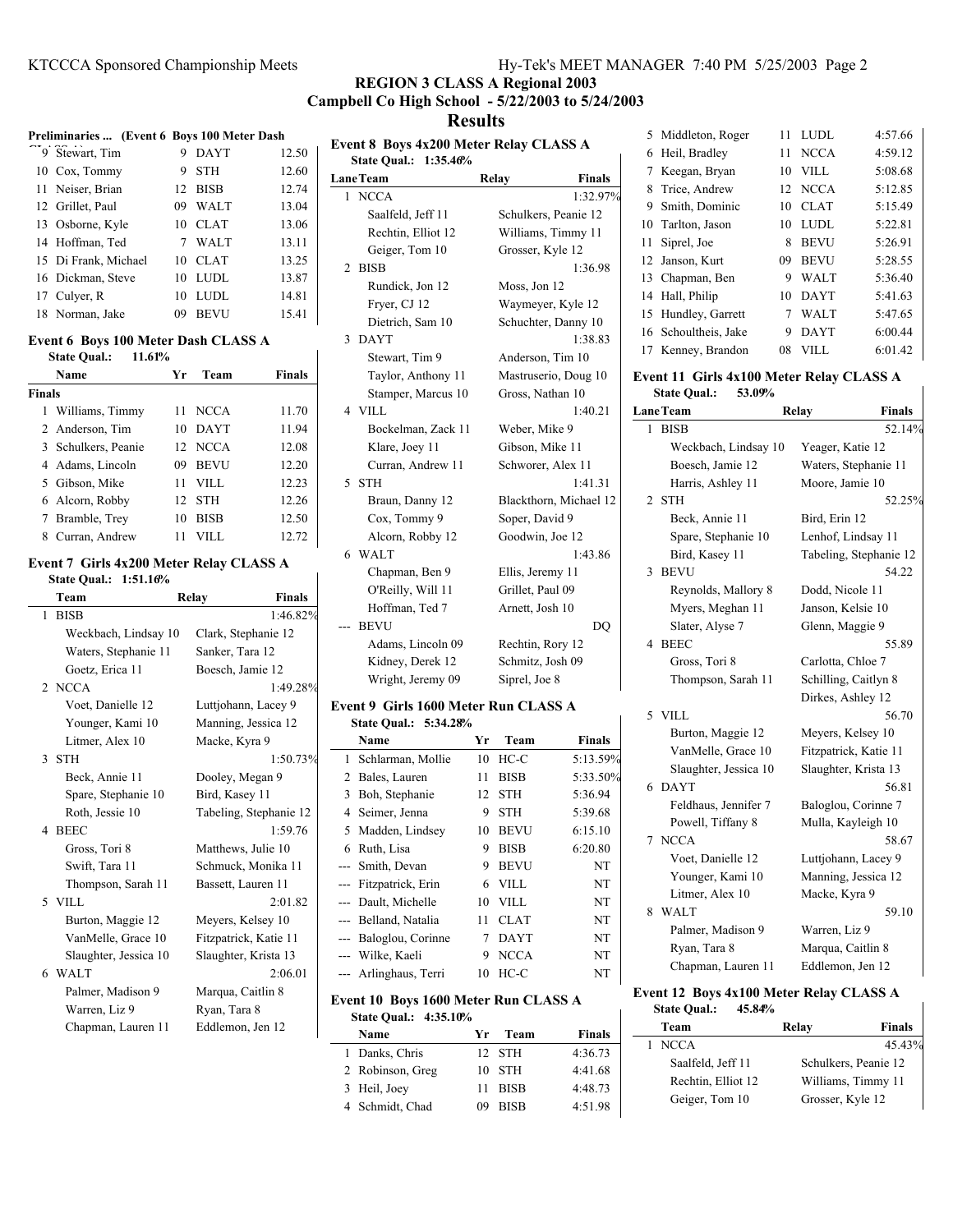## REGION 3 CLASS A Regional 2003

### Campbell Co High School - 5/22/2003 to 5/24/2003

### Results

**Preliminaries ... (Event 6 Boys 100 Meter Dash**

| | Name | Yr | Team | Prelims |
|---|---|---|---|---|
| 9 | Stewart, Tim | 9 | DAYT | 12.50 |
| 10 | Cox, Tommy | 9 | STH | 12.60 |
| 11 | Neiser, Brian | 12 | BISB | 12.74 |
| 12 | Grillet, Paul | 09 | WALT | 13.04 |
| 13 | Osborne, Kyle | 10 | CLAT | 13.06 |
| 14 | Hoffman, Ted | 7 | WALT | 13.11 |
| 15 | Di Frank, Michael | 10 | CLAT | 13.25 |
| 16 | Dickman, Steve | 10 | LUDL | 13.87 |
| 17 | Culyer, R | 10 | LUDL | 14.81 |
| 18 | Norman, Jake | 09 | BEVU | 15.41 |

#### Event 6 Boys 100 Meter Dash CLASS A

State Qual.: 11.61%

| | Name | Yr | Team | Finals |
|---|---|---|---|---|
| **Finals** | | | | |
| 1 | Williams, Timmy | 11 | NCCA | 11.70 |
| 2 | Anderson, Tim | 10 | DAYT | 11.94 |
| 3 | Schulkers, Peanie | 12 | NCCA | 12.08 |
| 4 | Adams, Lincoln | 09 | BEVU | 12.20 |
| 5 | Gibson, Mike | 11 | VILL | 12.23 |
| 6 | Alcorn, Robby | 12 | STH | 12.26 |
| 7 | Bramble, Trey | 10 | BISB | 12.50 |
| 8 | Curran, Andrew | 11 | VILL | 12.72 |

#### Event 7 Girls 4x200 Meter Relay CLASS A

State Qual.: 1:51.16%

| | Team | Relay | Finals |
|---|---|---|---|
| 1 | BISB | | 1:46.82% |
| | Weckbach, Lindsay 10 | Clark, Stephanie 12 | |
| | Waters, Stephanie 11 | Sanker, Tara 12 | |
| | Goetz, Erica 11 | Boesch, Jamie 12 | |
| 2 | NCCA | | 1:49.28% |
| | Voet, Danielle 12 | Luttjohann, Lacey 9 | |
| | Younger, Kami 10 | Manning, Jessica 12 | |
| | Litmer, Alex 10 | Macke, Kyra 9 | |
| 3 | STH | | 1:50.73% |
| | Beck, Annie 11 | Dooley, Megan 9 | |
| | Spare, Stephanie 10 | Bird, Kasey 11 | |
| | Roth, Jessie 10 | Tabeling, Stephanie 12 | |
| 4 | BEEC | | 1:59.76 |
| | Gross, Tori 8 | Matthews, Julie 10 | |
| | Swift, Tara 11 | Schmuck, Monika 11 | |
| | Thompson, Sarah 11 | Bassett, Lauren 11 | |
| 5 | VILL | | 2:01.82 |
| | Burton, Maggie 12 | Meyers, Kelsey 10 | |
| | VanMelle, Grace 10 | Fitzpatrick, Katie 11 | |
| | Slaughter, Jessica 10 | Slaughter, Krista 13 | |
| 6 | WALT | | 2:06.01 |
| | Palmer, Madison 9 | Marqua, Caitlin 8 | |
| | Warren, Liz 9 | Ryan, Tara 8 | |
| | Chapman, Lauren 11 | Eddlemon, Jen 12 | |

#### Event 8 Boys 4x200 Meter Relay CLASS A

State Qual.: 1:35.46%

| Lane | Team | Relay | Finals |
|---|---|---|---|
| 1 | NCCA | | 1:32.97% |
| | Saalfeld, Jeff 11 | Schulkers, Peanie 12 | |
| | Rechtin, Elliot 12 | Williams, Timmy 11 | |
| | Geiger, Tom 10 | Grosser, Kyle 12 | |
| 2 | BISB | | 1:36.98 |
| | Rundick, Jon 12 | Moss, Jon 12 | |
| | Fryer, CJ 12 | Waymeyer, Kyle 12 | |
| | Dietrich, Sam 10 | Schuchter, Danny 10 | |
| 3 | DAYT | | 1:38.83 |
| | Stewart, Tim 9 | Anderson, Tim 10 | |
| | Taylor, Anthony 11 | Mastruserio, Doug 10 | |
| | Stamper, Marcus 10 | Gross, Nathan 10 | |
| 4 | VILL | | 1:40.21 |
| | Bockelman, Zack 11 | Weber, Mike 9 | |
| | Klare, Joey 11 | Gibson, Mike 11 | |
| | Curran, Andrew 11 | Schworer, Alex 11 | |
| 5 | STH | | 1:41.31 |
| | Braun, Danny 12 | Blackthorn, Michael 12 | |
| | Cox, Tommy 9 | Soper, David 9 | |
| | Alcorn, Robby 12 | Goodwin, Joe 12 | |
| 6 | WALT | | 1:43.86 |
| | Chapman, Ben 9 | Ellis, Jeremy 11 | |
| | O'Reilly, Will 11 | Grillet, Paul 09 | |
| | Hoffman, Ted 7 | Arnett, Josh 10 | |
| --- | BEVU | | DQ |
| | Adams, Lincoln 09 | Rechtin, Rory 12 | |
| | Kidney, Derek 12 | Schmitz, Josh 09 | |
| | Wright, Jeremy 09 | Siprel, Joe 8 | |

#### Event 9 Girls 1600 Meter Run CLASS A

State Qual.: 5:34.28%

| | Name | Yr | Team | Finals |
|---|---|---|---|---|
| 1 | Schlarman, Mollie | 10 | HC-C | 5:13.59% |
| 2 | Bales, Lauren | 11 | BISB | 5:33.50% |
| 3 | Boh, Stephanie | 12 | STH | 5:36.94 |
| 4 | Seimer, Jenna | 9 | STH | 5:39.68 |
| 5 | Madden, Lindsey | 10 | BEVU | 6:15.10 |
| 6 | Ruth, Lisa | 9 | BISB | 6:20.80 |
| --- | Smith, Devan | 9 | BEVU | NT |
| --- | Fitzpatrick, Erin | 6 | VILL | NT |
| --- | Dault, Michelle | 10 | VILL | NT |
| --- | Belland, Natalia | 11 | CLAT | NT |
| --- | Baloglou, Corinne | 7 | DAYT | NT |
| --- | Wilke, Kaeli | 9 | NCCA | NT |
| --- | Arlinghaus, Terri | 10 | HC-C | NT |

#### Event 10 Boys 1600 Meter Run CLASS A

State Qual.: 4:35.10%

| | Name | Yr | Team | Finals |
|---|---|---|---|---|
| 1 | Danks, Chris | 12 | STH | 4:36.73 |
| 2 | Robinson, Greg | 10 | STH | 4:41.68 |
| 3 | Heil, Joey | 11 | BISB | 4:48.73 |
| 4 | Schmidt, Chad | 09 | BISB | 4:51.98 |
| 5 | Middleton, Roger | 11 | LUDL | 4:57.66 |
| 6 | Heil, Bradley | 11 | NCCA | 4:59.12 |
| 7 | Keegan, Bryan | 10 | VILL | 5:08.68 |
| 8 | Trice, Andrew | 12 | NCCA | 5:12.85 |
| 9 | Smith, Dominic | 10 | CLAT | 5:15.49 |
| 10 | Tarlton, Jason | 10 | LUDL | 5:22.81 |
| 11 | Siprel, Joe | 8 | BEVU | 5:26.91 |
| 12 | Janson, Kurt | 09 | BEVU | 5:28.55 |
| 13 | Chapman, Ben | 9 | WALT | 5:36.40 |
| 14 | Hall, Philip | 10 | DAYT | 5:41.63 |
| 15 | Hundley, Garrett | 7 | WALT | 5:47.65 |
| 16 | Schoultheis, Jake | 9 | DAYT | 6:00.44 |
| 17 | Kenney, Brandon | 08 | VILL | 6:01.42 |

#### Event 11 Girls 4x100 Meter Relay CLASS A

State Qual.: 53.09%

| Lane | Team | Relay | Finals |
|---|---|---|---|
| 1 | BISB | | 52.14% |
| | Weckbach, Lindsay 10 | Yeager, Katie 12 | |
| | Boesch, Jamie 12 | Waters, Stephanie 11 | |
| | Harris, Ashley 11 | Moore, Jamie 10 | |
| 2 | STH | | 52.25% |
| | Beck, Annie 11 | Bird, Erin 12 | |
| | Spare, Stephanie 10 | Lenhof, Lindsay 11 | |
| | Bird, Kasey 11 | Tabeling, Stephanie 12 | |
| 3 | BEVU | | 54.22 |
| | Reynolds, Mallory 8 | Dodd, Nicole 11 | |
| | Myers, Meghan 11 | Janson, Kelsie 10 | |
| | Slater, Alyse 7 | Glenn, Maggie 9 | |
| 4 | BEEC | | 55.89 |
| | Gross, Tori 8 | Carlotta, Chloe 7 | |
| | Thompson, Sarah 11 | Schilling, Caitlyn 8 | |
| | | Dirkes, Ashley 12 | |
| 5 | VILL | | 56.70 |
| | Burton, Maggie 12 | Meyers, Kelsey 10 | |
| | VanMelle, Grace 10 | Fitzpatrick, Katie 11 | |
| | Slaughter, Jessica 10 | Slaughter, Krista 13 | |
| 6 | DAYT | | 56.81 |
| | Feldhaus, Jennifer 7 | Baloglou, Corinne 7 | |
| | Powell, Tiffany 8 | Mulla, Kayleigh 10 | |
| 7 | NCCA | | 58.67 |
| | Voet, Danielle 12 | Luttjohann, Lacey 9 | |
| | Younger, Kami 10 | Manning, Jessica 12 | |
| | Litmer, Alex 10 | Macke, Kyra 9 | |
| 8 | WALT | | 59.10 |
| | Palmer, Madison 9 | Warren, Liz 9 | |
| | Ryan, Tara 8 | Marqua, Caitlin 8 | |
| | Chapman, Lauren 11 | Eddlemon, Jen 12 | |

#### Event 12 Boys 4x100 Meter Relay CLASS A

State Qual.: 45.84%

| | Team | Relay | Finals |
|---|---|---|---|
| 1 | NCCA | | 45.43% |
| | Saalfeld, Jeff 11 | Schulkers, Peanie 12 | |
| | Rechtin, Elliot 12 | Williams, Timmy 11 | |
| | Geiger, Tom 10 | Grosser, Kyle 12 | |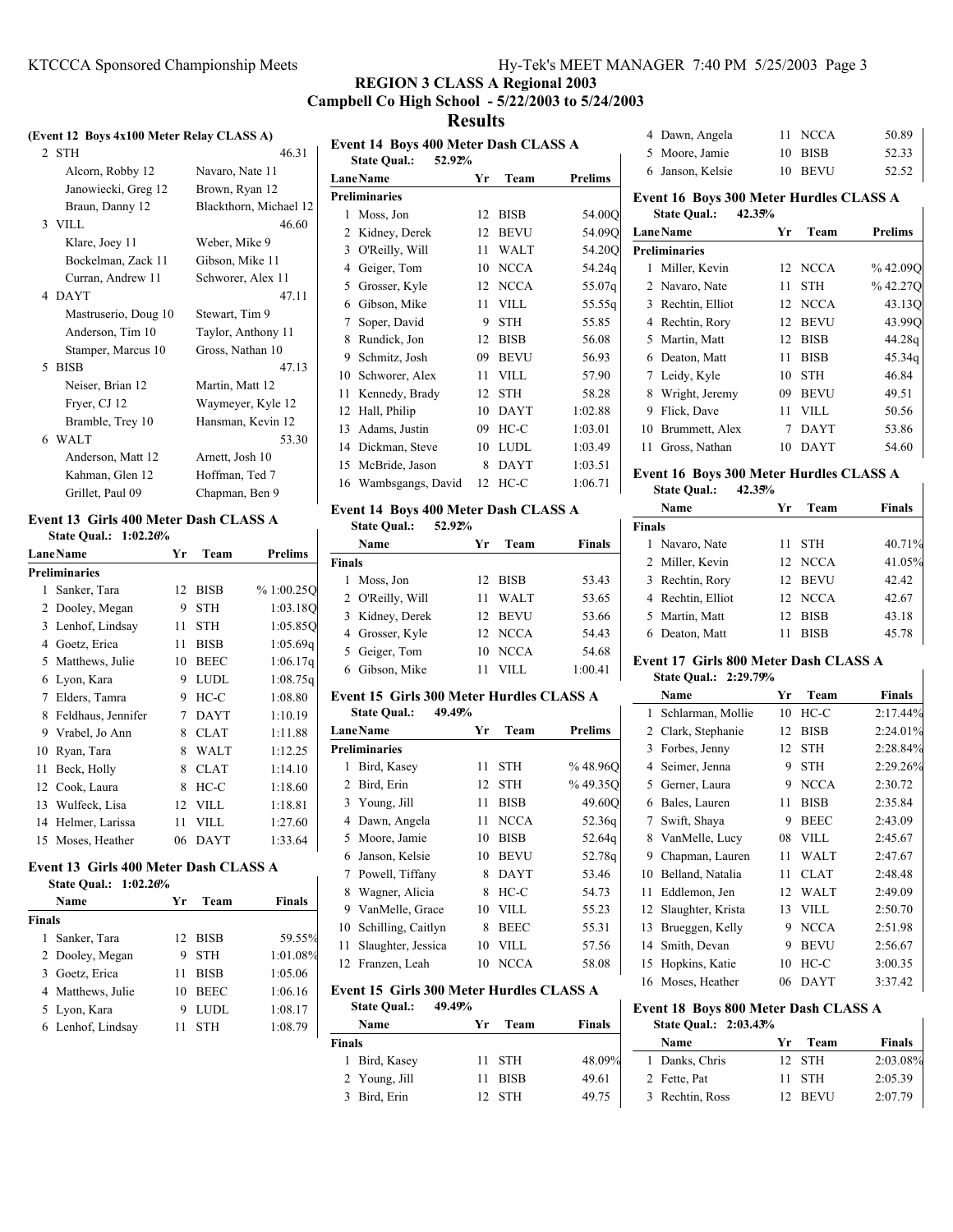# REGION 3 CLASS A Regional 2003

## Campbell Co High School - 5/22/2003 to 5/24/2003

## Results

### (Event 12 Boys 4x100 Meter Relay CLASS A)

| | Team | | Time |
|---|---|---|---|
| 2 | STH | | 46.31 |
| | Alcorn, Robby 12 | Navaro, Nate 11 | |
| | Janowiecki, Greg 12 | Brown, Ryan 12 | |
| | Braun, Danny 12 | Blackthorn, Michael 12 | |
| 3 | VILL | | 46.60 |
| | Klare, Joey 11 | Weber, Mike 9 | |
| | Bockelman, Zack 11 | Gibson, Mike 11 | |
| | Curran, Andrew 11 | Schworer, Alex 11 | |
| 4 | DAYT | | 47.11 |
| | Mastruserio, Doug 10 | Stewart, Tim 9 | |
| | Anderson, Tim 10 | Taylor, Anthony 11 | |
| | Stamper, Marcus 10 | Gross, Nathan 10 | |
| 5 | BISB | | 47.13 |
| | Neiser, Brian 12 | Martin, Matt 12 | |
| | Fryer, CJ 12 | Waymeyer, Kyle 12 | |
| | Bramble, Trey 10 | Hansman, Kevin 12 | |
| 6 | WALT | | 53.30 |
| | Anderson, Matt 12 | Arnett, Josh 10 | |
| | Kahman, Glen 12 | Hoffman, Ted 7 | |
| | Grillet, Paul 09 | Chapman, Ben 9 | |

### Event 13 Girls 400 Meter Dash CLASS A

State Qual.: 1:02.26%

| Lane | Name | Yr | Team | Prelims |
|---|---|---|---|---|
| **Preliminaries** | | | | |
| 1 | Sanker, Tara | 12 | BISB | % 1:00.25Q |
| 2 | Dooley, Megan | 9 | STH | 1:03.18Q |
| 3 | Lenhof, Lindsay | 11 | STH | 1:05.85Q |
| 4 | Goetz, Erica | 11 | BISB | 1:05.69q |
| 5 | Matthews, Julie | 10 | BEEC | 1:06.17q |
| 6 | Lyon, Kara | 9 | LUDL | 1:08.75q |
| 7 | Elders, Tamra | 9 | HC-C | 1:08.80 |
| 8 | Feldhaus, Jennifer | 7 | DAYT | 1:10.19 |
| 9 | Vrabel, Jo Ann | 8 | CLAT | 1:11.88 |
| 10 | Ryan, Tara | 8 | WALT | 1:12.25 |
| 11 | Beck, Holly | 8 | CLAT | 1:14.10 |
| 12 | Cook, Laura | 8 | HC-C | 1:18.60 |
| 13 | Wulfeck, Lisa | 12 | VILL | 1:18.81 |
| 14 | Helmer, Larissa | 11 | VILL | 1:27.60 |
| 15 | Moses, Heather | 06 | DAYT | 1:33.64 |

### Event 13 Girls 400 Meter Dash CLASS A

State Qual.: 1:02.26%

| | Name | Yr | Team | Finals |
|---|---|---|---|---|
| **Finals** | | | | |
| 1 | Sanker, Tara | 12 | BISB | 59.55% |
| 2 | Dooley, Megan | 9 | STH | 1:01.08% |
| 3 | Goetz, Erica | 11 | BISB | 1:05.06 |
| 4 | Matthews, Julie | 10 | BEEC | 1:06.16 |
| 5 | Lyon, Kara | 9 | LUDL | 1:08.17 |
| 6 | Lenhof, Lindsay | 11 | STH | 1:08.79 |

### Event 14 Boys 400 Meter Dash CLASS A

State Qual.: 52.92%

| Lane | Name | Yr | Team | Prelims |
|---|---|---|---|---|
| **Preliminaries** | | | | |
| 1 | Moss, Jon | 12 | BISB | 54.00Q |
| 2 | Kidney, Derek | 12 | BEVU | 54.09Q |
| 3 | O'Reilly, Will | 11 | WALT | 54.20Q |
| 4 | Geiger, Tom | 10 | NCCA | 54.24q |
| 5 | Grosser, Kyle | 12 | NCCA | 55.07q |
| 6 | Gibson, Mike | 11 | VILL | 55.55q |
| 7 | Soper, David | 9 | STH | 55.85 |
| 8 | Rundick, Jon | 12 | BISB | 56.08 |
| 9 | Schmitz, Josh | 09 | BEVU | 56.93 |
| 10 | Schworer, Alex | 11 | VILL | 57.90 |
| 11 | Kennedy, Brady | 12 | STH | 58.28 |
| 12 | Hall, Philip | 10 | DAYT | 1:02.88 |
| 13 | Adams, Justin | 09 | HC-C | 1:03.01 |
| 14 | Dickman, Steve | 10 | LUDL | 1:03.49 |
| 15 | McBride, Jason | 8 | DAYT | 1:03.51 |
| 16 | Wambsgangs, David | 12 | HC-C | 1:06.71 |

### Event 14 Boys 400 Meter Dash CLASS A

State Qual.: 52.92%

| | Name | Yr | Team | Finals |
|---|---|---|---|---|
| **Finals** | | | | |
| 1 | Moss, Jon | 12 | BISB | 53.43 |
| 2 | O'Reilly, Will | 11 | WALT | 53.65 |
| 3 | Kidney, Derek | 12 | BEVU | 53.66 |
| 4 | Grosser, Kyle | 12 | NCCA | 54.43 |
| 5 | Geiger, Tom | 10 | NCCA | 54.68 |
| 6 | Gibson, Mike | 11 | VILL | 1:00.41 |

### Event 15 Girls 300 Meter Hurdles CLASS A

State Qual.: 49.49%

| Lane | Name | Yr | Team | Prelims |
|---|---|---|---|---|
| **Preliminaries** | | | | |
| 1 | Bird, Kasey | 11 | STH | % 48.96Q |
| 2 | Bird, Erin | 12 | STH | % 49.35Q |
| 3 | Young, Jill | 11 | BISB | 49.60Q |
| 4 | Dawn, Angela | 11 | NCCA | 52.36q |
| 5 | Moore, Jamie | 10 | BISB | 52.64q |
| 6 | Janson, Kelsie | 10 | BEVU | 52.78q |
| 7 | Powell, Tiffany | 8 | DAYT | 53.46 |
| 8 | Wagner, Alicia | 8 | HC-C | 54.73 |
| 9 | VanMelle, Grace | 10 | VILL | 55.23 |
| 10 | Schilling, Caitlyn | 8 | BEEC | 55.31 |
| 11 | Slaughter, Jessica | 10 | VILL | 57.56 |
| 12 | Franzen, Leah | 10 | NCCA | 58.08 |

### Event 15 Girls 300 Meter Hurdles CLASS A

State Qual.: 49.49%

| | Name | Yr | Team | Finals |
|---|---|---|---|---|
| **Finals** | | | | |
| 1 | Bird, Kasey | 11 | STH | 48.09% |
| 2 | Young, Jill | 11 | BISB | 49.61 |
| 3 | Bird, Erin | 12 | STH | 49.75 |
| 4 | Dawn, Angela | 11 | NCCA | 50.89 |
| 5 | Moore, Jamie | 10 | BISB | 52.33 |
| 6 | Janson, Kelsie | 10 | BEVU | 52.52 |

### Event 16 Boys 300 Meter Hurdles CLASS A

State Qual.: 42.35%

| Lane | Name | Yr | Team | Prelims |
|---|---|---|---|---|
| **Preliminaries** | | | | |
| 1 | Miller, Kevin | 12 | NCCA | % 42.09Q |
| 2 | Navaro, Nate | 11 | STH | % 42.27Q |
| 3 | Rechtin, Elliot | 12 | NCCA | 43.13Q |
| 4 | Rechtin, Rory | 12 | BEVU | 43.99Q |
| 5 | Martin, Matt | 12 | BISB | 44.28q |
| 6 | Deaton, Matt | 11 | BISB | 45.34q |
| 7 | Leidy, Kyle | 10 | STH | 46.84 |
| 8 | Wright, Jeremy | 09 | BEVU | 49.51 |
| 9 | Flick, Dave | 11 | VILL | 50.56 |
| 10 | Brummett, Alex | 7 | DAYT | 53.86 |
| 11 | Gross, Nathan | 10 | DAYT | 54.60 |

### Event 16 Boys 300 Meter Hurdles CLASS A

State Qual.: 42.35%

| | Name | Yr | Team | Finals |
|---|---|---|---|---|
| **Finals** | | | | |
| 1 | Navaro, Nate | 11 | STH | 40.71% |
| 2 | Miller, Kevin | 12 | NCCA | 41.05% |
| 3 | Rechtin, Rory | 12 | BEVU | 42.42 |
| 4 | Rechtin, Elliot | 12 | NCCA | 42.67 |
| 5 | Martin, Matt | 12 | BISB | 43.18 |
| 6 | Deaton, Matt | 11 | BISB | 45.78 |

### Event 17 Girls 800 Meter Dash CLASS A

State Qual.: 2:29.79%

| | Name | Yr | Team | Finals |
|---|---|---|---|---|
| 1 | Schlarman, Mollie | 10 | HC-C | 2:17.44% |
| 2 | Clark, Stephanie | 12 | BISB | 2:24.01% |
| 3 | Forbes, Jenny | 12 | STH | 2:28.84% |
| 4 | Seimer, Jenna | 9 | STH | 2:29.26% |
| 5 | Gerner, Laura | 9 | NCCA | 2:30.72 |
| 6 | Bales, Lauren | 11 | BISB | 2:35.84 |
| 7 | Swift, Shaya | 9 | BEEC | 2:43.09 |
| 8 | VanMelle, Lucy | 08 | VILL | 2:45.67 |
| 9 | Chapman, Lauren | 11 | WALT | 2:47.67 |
| 10 | Belland, Natalia | 11 | CLAT | 2:48.48 |
| 11 | Eddlemon, Jen | 12 | WALT | 2:49.09 |
| 12 | Slaughter, Krista | 13 | VILL | 2:50.70 |
| 13 | Brueggen, Kelly | 9 | NCCA | 2:51.98 |
| 14 | Smith, Devan | 9 | BEVU | 2:56.67 |
| 15 | Hopkins, Katie | 10 | HC-C | 3:00.35 |
| 16 | Moses, Heather | 06 | DAYT | 3:37.42 |

### Event 18 Boys 800 Meter Dash CLASS A

State Qual.: 2:03.43%

| | Name | Yr | Team | Finals |
|---|---|---|---|---|
| 1 | Danks, Chris | 12 | STH | 2:03.08% |
| 2 | Fette, Pat | 11 | STH | 2:05.39 |
| 3 | Rechtin, Ross | 12 | BEVU | 2:07.79 |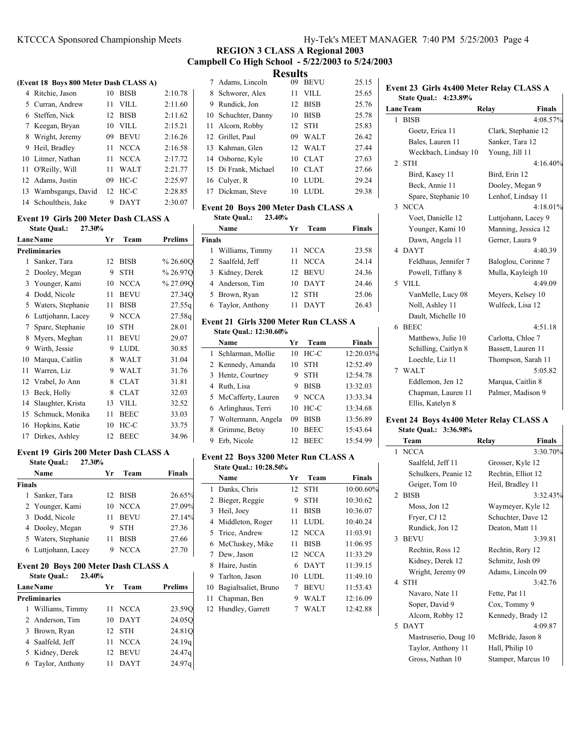## REGION 3 CLASS A Regional 2003

**Campbell Co High School - 5/22/2003 to 5/24/2003**

### Results

**(Event 18 Boys 800 Meter Dash CLASS A)**

| | Name | Yr | Team | Finals |
|---|---|---|---|---|
| 4 | Ritchie, Jason | 10 | BISB | 2:10.78 |
| 5 | Curran, Andrew | 11 | VILL | 2:11.60 |
| 6 | Steffen, Nick | 12 | BISB | 2:11.62 |
| 7 | Keegan, Bryan | 10 | VILL | 2:15.21 |
| 8 | Wright, Jeremy | 09 | BEVU | 2:16.26 |
| 9 | Heil, Bradley | 11 | NCCA | 2:16.58 |
| 10 | Litmer, Nathan | 11 | NCCA | 2:17.72 |
| 11 | O'Reilly, Will | 11 | WALT | 2:21.77 |
| 12 | Adams, Justin | 09 | HC-C | 2:25.97 |
| 13 | Wambsgangs, David | 12 | HC-C | 2:28.85 |
| 14 | Schoultheis, Jake | 9 | DAYT | 2:30.07 |

### Event 19 Girls 200 Meter Dash CLASS A

**State Qual.: 27.30%**

| Lane | Name | Yr | Team | Prelims |
|---|---|---|---|---|
| **Preliminaries** | | | | |
| 1 | Sanker, Tara | 12 | BISB | % 26.60Q |
| 2 | Dooley, Megan | 9 | STH | % 26.97Q |
| 3 | Younger, Kami | 10 | NCCA | % 27.09Q |
| 4 | Dodd, Nicole | 11 | BEVU | 27.34Q |
| 5 | Waters, Stephanie | 11 | BISB | 27.55q |
| 6 | Luttjohann, Lacey | 9 | NCCA | 27.58q |
| 7 | Spare, Stephanie | 10 | STH | 28.01 |
| 8 | Myers, Meghan | 11 | BEVU | 29.07 |
| 9 | Wirth, Jessie | 9 | LUDL | 30.85 |
| 10 | Marqua, Caitlin | 8 | WALT | 31.04 |
| 11 | Warren, Liz | 9 | WALT | 31.76 |
| 12 | Vrabel, Jo Ann | 8 | CLAT | 31.81 |
| 13 | Beck, Holly | 8 | CLAT | 32.03 |
| 14 | Slaughter, Krista | 13 | VILL | 32.52 |
| 15 | Schmuck, Monika | 11 | BEEC | 33.03 |
| 16 | Hopkins, Katie | 10 | HC-C | 33.75 |
| 17 | Dirkes, Ashley | 12 | BEEC | 34.96 |

### Event 19 Girls 200 Meter Dash CLASS A

**State Qual.: 27.30%**

| | Name | Yr | Team | Finals |
|---|---|---|---|---|
| **Finals** | | | | |
| 1 | Sanker, Tara | 12 | BISB | 26.65% |
| 2 | Younger, Kami | 10 | NCCA | 27.09% |
| 3 | Dodd, Nicole | 11 | BEVU | 27.14% |
| 4 | Dooley, Megan | 9 | STH | 27.36 |
| 5 | Waters, Stephanie | 11 | BISB | 27.66 |
| 6 | Luttjohann, Lacey | 9 | NCCA | 27.70 |

### Event 20 Boys 200 Meter Dash CLASS A

**State Qual.: 23.40%**

| Lane | Name | Yr | Team | Prelims |
|---|---|---|---|---|
| **Preliminaries** | | | | |
| 1 | Williams, Timmy | 11 | NCCA | 23.59Q |
| 2 | Anderson, Tim | 10 | DAYT | 24.05Q |
| 3 | Brown, Ryan | 12 | STH | 24.81Q |
| 4 | Saalfeld, Jeff | 11 | NCCA | 24.19q |
| 5 | Kidney, Derek | 12 | BEVU | 24.47q |
| 6 | Taylor, Anthony | 11 | DAYT | 24.97q |
| 7 | Adams, Lincoln | 09 | BEVU | 25.15 |
| 8 | Schworer, Alex | 11 | VILL | 25.65 |
| 9 | Rundick, Jon | 12 | BISB | 25.76 |
| 10 | Schuchter, Danny | 10 | BISB | 25.78 |
| 11 | Alcorn, Robby | 12 | STH | 25.83 |
| 12 | Grillet, Paul | 09 | WALT | 26.42 |
| 13 | Kahman, Glen | 12 | WALT | 27.44 |
| 14 | Osborne, Kyle | 10 | CLAT | 27.63 |
| 15 | Di Frank, Michael | 10 | CLAT | 27.66 |
| 16 | Culyer, R | 10 | LUDL | 29.24 |
| 17 | Dickman, Steve | 10 | LUDL | 29.38 |

### Event 20 Boys 200 Meter Dash CLASS A

**State Qual.: 23.40%**

| | Name | Yr | Team | Finals |
|---|---|---|---|---|
| **Finals** | | | | |
| 1 | Williams, Timmy | 11 | NCCA | 23.58 |
| 2 | Saalfeld, Jeff | 11 | NCCA | 24.14 |
| 3 | Kidney, Derek | 12 | BEVU | 24.36 |
| 4 | Anderson, Tim | 10 | DAYT | 24.46 |
| 5 | Brown, Ryan | 12 | STH | 25.06 |
| 6 | Taylor, Anthony | 11 | DAYT | 26.43 |

### Event 21 Girls 3200 Meter Run CLASS A

**State Qual.: 12:30.60%**

| | Name | Yr | Team | Finals |
|---|---|---|---|---|
| 1 | Schlarman, Mollie | 10 | HC-C | 12:20.03% |
| 2 | Kennedy, Amanda | 10 | STH | 12:52.49 |
| 3 | Hentz, Courtney | 9 | STH | 12:54.78 |
| 4 | Ruth, Lisa | 9 | BISB | 13:32.03 |
| 5 | McCafferty, Lauren | 9 | NCCA | 13:33.34 |
| 6 | Arlinghaus, Terri | 10 | HC-C | 13:34.68 |
| 7 | Woltermann, Angela | 09 | BISB | 13:56.89 |
| 8 | Grimme, Betsy | 10 | BEEC | 15:43.64 |
| 9 | Erb, Nicole | 12 | BEEC | 15:54.99 |

### Event 22 Boys 3200 Meter Run CLASS A

**State Qual.: 10:28.56%**

| | Name | Yr | Team | Finals |
|---|---|---|---|---|
| 1 | Danks, Chris | 12 | STH | 10:00.60% |
| 2 | Bieger, Reggie | 9 | STH | 10:30.62 |
| 3 | Heil, Joey | 11 | BISB | 10:36.07 |
| 4 | Middleton, Roger | 11 | LUDL | 10:40.24 |
| 5 | Trice, Andrew | 12 | NCCA | 11:03.91 |
| 6 | McCluskey, Mike | 11 | BISB | 11:06.95 |
| 7 | Dew, Jason | 12 | NCCA | 11:33.29 |
| 8 | Haire, Justin | 6 | DAYT | 11:39.15 |
| 9 | Tarlton, Jason | 10 | LUDL | 11:49.10 |
| 10 | Bagialtsaliet, Bruno | 7 | BEVU | 11:53.43 |
| 11 | Chapman, Ben | 9 | WALT | 12:16.09 |
| 12 | Hundley, Garrett | 7 | WALT | 12:42.88 |

### Event 23 Girls 4x400 Meter Relay CLASS A

**State Qual.: 4:23.89%**

| Lane | Team | Relay | Finals |
|---|---|---|---|
| 1 | BISB | | 4:08.57% |
| | Goetz, Erica 11 | Clark, Stephanie 12 | |
| | Bales, Lauren 11 | Sanker, Tara 12 | |
| | Weckbach, Lindsay 10 | Young, Jill 11 | |
| 2 | STH | | 4:16.40% |
| | Bird, Kasey 11 | Bird, Erin 12 | |
| | Beck, Annie 11 | Dooley, Megan 9 | |
| | Spare, Stephanie 10 | Lenhof, Lindsay 11 | |
| 3 | NCCA | | 4:18.01% |
| | Voet, Danielle 12 | Luttjohann, Lacey 9 | |
| | Younger, Kami 10 | Manning, Jessica 12 | |
| | Dawn, Angela 11 | Gerner, Laura 9 | |
| 4 | DAYT | | 4:40.39 |
| | Feldhaus, Jennifer 7 | Baloglou, Corinne 7 | |
| | Powell, Tiffany 8 | Mulla, Kayleigh 10 | |
| 5 | VILL | | 4:49.09 |
| | VanMelle, Lucy 08 | Meyers, Kelsey 10 | |
| | Noll, Ashley 11 | Wulfeck, Lisa 12 | |
| | Dault, Michelle 10 | | |
| 6 | BEEC | | 4:51.18 |
| | Matthews, Julie 10 | Carlotta, Chloe 7 | |
| | Schilling, Caitlyn 8 | Bassett, Lauren 11 | |
| | Loechle, Liz 11 | Thompson, Sarah 11 | |
| 7 | WALT | | 5:05.82 |
| | Eddlemon, Jen 12 | Marqua, Caitlin 8 | |
| | Chapman, Lauren 11 | Palmer, Madison 9 | |
| | Ellis, Katelyn 8 | | |

### Event 24 Boys 4x400 Meter Relay CLASS A

**State Qual.: 3:36.98%**

| | Team | Relay | Finals |
|---|---|---|---|
| 1 | NCCA | | 3:30.70% |
| | Saalfeld, Jeff 11 | Grosser, Kyle 12 | |
| | Schulkers, Peanie 12 | Rechtin, Elliot 12 | |
| | Geiger, Tom 10 | Heil, Bradley 11 | |
| 2 | BISB | | 3:32.43% |
| | Moss, Jon 12 | Waymeyer, Kyle 12 | |
| | Fryer, CJ 12 | Schuchter, Dave 12 | |
| | Rundick, Jon 12 | Deaton, Matt 11 | |
| 3 | BEVU | | 3:39.81 |
| | Rechtin, Ross 12 | Rechtin, Rory 12 | |
| | Kidney, Derek 12 | Schmitz, Josh 09 | |
| | Wright, Jeremy 09 | Adams, Lincoln 09 | |
| 4 | STH | | 3:42.76 |
| | Navaro, Nate 11 | Fette, Pat 11 | |
| | Soper, David 9 | Cox, Tommy 9 | |
| | Alcorn, Robby 12 | Kennedy, Brady 12 | |
| 5 | DAYT | | 4:09.87 |
| | Mastruserio, Doug 10 | McBride, Jason 8 | |
| | Taylor, Anthony 11 | Hall, Philip 10 | |
| | Gross, Nathan 10 | Stamper, Marcus 10 | |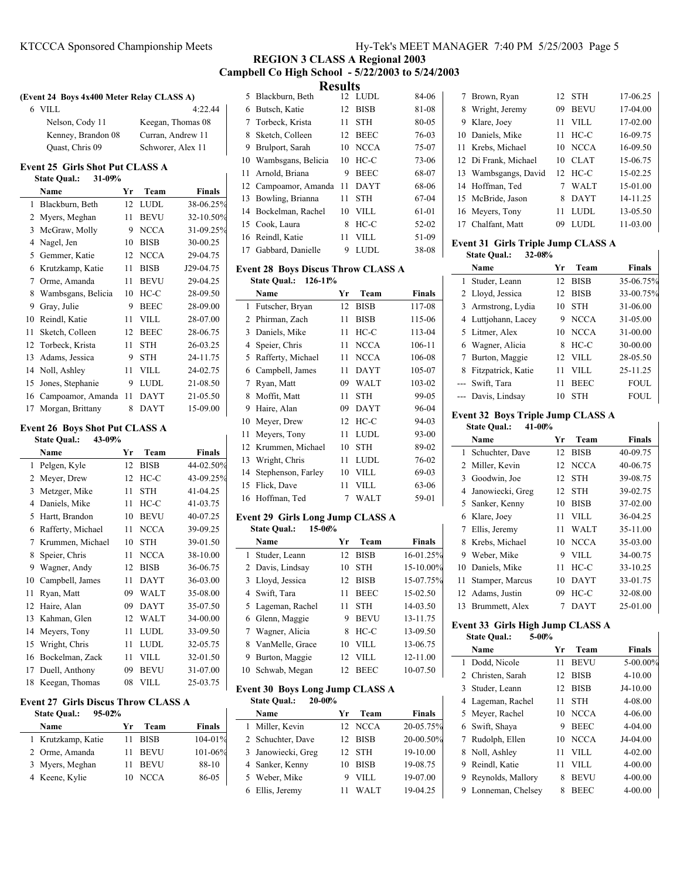## REGION 3 CLASS A Regional 2003
## Campbell Co High School - 5/22/2003 to 5/24/2003
## Results

### (Event 24 Boys 4x400 Meter Relay CLASS A)

6 VILL — 4:22.44

Nelson, Cody 11 — Keegan, Thomas 08
Kenney, Brandon 08 — Curran, Andrew 11
Quast, Chris 09 — Schworer, Alex 11

### Event 25 Girls Shot Put CLASS A

State Qual.: 31-09%

| | Name | Yr | Team | Finals |
|---|---|---|---|---|
| 1 | Blackburn, Beth | 12 | LUDL | 38-06.25% |
| 2 | Myers, Meghan | 11 | BEVU | 32-10.50% |
| 3 | McGraw, Molly | 9 | NCCA | 31-09.25% |
| 4 | Nagel, Jen | 10 | BISB | 30-00.25 |
| 5 | Gemmer, Katie | 12 | NCCA | 29-04.75 |
| 6 | Krutzkamp, Katie | 11 | BISB | J29-04.75 |
| 7 | Orme, Amanda | 11 | BEVU | 29-04.25 |
| 8 | Wambsgans, Belicia | 10 | HC-C | 28-09.50 |
| 9 | Gray, Julie | 9 | BEEC | 28-09.00 |
| 10 | Reindl, Katie | 11 | VILL | 28-07.00 |
| 11 | Sketch, Colleen | 12 | BEEC | 28-06.75 |
| 12 | Torbeck, Krista | 11 | STH | 26-03.25 |
| 13 | Adams, Jessica | 9 | STH | 24-11.75 |
| 14 | Noll, Ashley | 11 | VILL | 24-02.75 |
| 15 | Jones, Stephanie | 9 | LUDL | 21-08.50 |
| 16 | Campoamor, Amanda | 11 | DAYT | 21-05.50 |
| 17 | Morgan, Brittany | 8 | DAYT | 15-09.00 |

### Event 26 Boys Shot Put CLASS A

State Qual.: 43-09%

| | Name | Yr | Team | Finals |
|---|---|---|---|---|
| 1 | Pelgen, Kyle | 12 | BISB | 44-02.50% |
| 2 | Meyer, Drew | 12 | HC-C | 43-09.25% |
| 3 | Metzger, Mike | 11 | STH | 41-04.25 |
| 4 | Daniels, Mike | 11 | HC-C | 41-03.75 |
| 5 | Hartt, Brandon | 10 | BEVU | 40-07.25 |
| 6 | Rafferty, Michael | 11 | NCCA | 39-09.25 |
| 7 | Krummen, Michael | 10 | STH | 39-01.50 |
| 8 | Speier, Chris | 11 | NCCA | 38-10.00 |
| 9 | Wagner, Andy | 12 | BISB | 36-06.75 |
| 10 | Campbell, James | 11 | DAYT | 36-03.00 |
| 11 | Ryan, Matt | 09 | WALT | 35-08.00 |
| 12 | Haire, Alan | 09 | DAYT | 35-07.50 |
| 13 | Kahman, Glen | 12 | WALT | 34-00.00 |
| 14 | Meyers, Tony | 11 | LUDL | 33-09.50 |
| 15 | Wright, Chris | 11 | LUDL | 32-05.75 |
| 16 | Bockelman, Zack | 11 | VILL | 32-01.50 |
| 17 | Duell, Anthony | 09 | BEVU | 31-07.00 |
| 18 | Keegan, Thomas | 08 | VILL | 25-03.75 |

### Event 27 Girls Discus Throw CLASS A

State Qual.: 95-02%

| | Name | Yr | Team | Finals |
|---|---|---|---|---|
| 1 | Krutzkamp, Katie | 11 | BISB | 104-01% |
| 2 | Orme, Amanda | 11 | BEVU | 101-06% |
| 3 | Myers, Meghan | 11 | BEVU | 88-10 |
| 4 | Keene, Kylie | 10 | NCCA | 86-05 |
| 5 | Blackburn, Beth | 12 | LUDL | 84-06 |
| 6 | Butsch, Katie | 12 | BISB | 81-08 |
| 7 | Torbeck, Krista | 11 | STH | 80-05 |
| 8 | Sketch, Colleen | 12 | BEEC | 76-03 |
| 9 | Brulport, Sarah | 10 | NCCA | 75-07 |
| 10 | Wambsgans, Belicia | 10 | HC-C | 73-06 |
| 11 | Arnold, Briana | 9 | BEEC | 68-07 |
| 12 | Campoamor, Amanda | 11 | DAYT | 68-06 |
| 13 | Bowling, Brianna | 11 | STH | 67-04 |
| 14 | Bockelman, Rachel | 10 | VILL | 61-01 |
| 15 | Cook, Laura | 8 | HC-C | 52-02 |
| 16 | Reindl, Katie | 11 | VILL | 51-09 |
| 17 | Gabbard, Danielle | 9 | LUDL | 38-08 |

### Event 28 Boys Discus Throw CLASS A

State Qual.: 126-11%

| | Name | Yr | Team | Finals |
|---|---|---|---|---|
| 1 | Futscher, Bryan | 12 | BISB | 117-08 |
| 2 | Phirman, Zach | 11 | BISB | 115-06 |
| 3 | Daniels, Mike | 11 | HC-C | 113-04 |
| 4 | Speier, Chris | 11 | NCCA | 106-11 |
| 5 | Rafferty, Michael | 11 | NCCA | 106-08 |
| 6 | Campbell, James | 11 | DAYT | 105-07 |
| 7 | Ryan, Matt | 09 | WALT | 103-02 |
| 8 | Moffit, Matt | 11 | STH | 99-05 |
| 9 | Haire, Alan | 09 | DAYT | 96-04 |
| 10 | Meyer, Drew | 12 | HC-C | 94-03 |
| 11 | Meyers, Tony | 11 | LUDL | 93-00 |
| 12 | Krummen, Michael | 10 | STH | 89-02 |
| 13 | Wright, Chris | 11 | LUDL | 76-02 |
| 14 | Stephenson, Farley | 10 | VILL | 69-03 |
| 15 | Flick, Dave | 11 | VILL | 63-06 |
| 16 | Hoffman, Ted | 7 | WALT | 59-01 |

### Event 29 Girls Long Jump CLASS A

State Qual.: 15-06%

| | Name | Yr | Team | Finals |
|---|---|---|---|---|
| 1 | Studer, Leann | 12 | BISB | 16-01.25% |
| 2 | Davis, Lindsay | 10 | STH | 15-10.00% |
| 3 | Lloyd, Jessica | 12 | BISB | 15-07.75% |
| 4 | Swift, Tara | 11 | BEEC | 15-02.50 |
| 5 | Lageman, Rachel | 11 | STH | 14-03.50 |
| 6 | Glenn, Maggie | 9 | BEVU | 13-11.75 |
| 7 | Wagner, Alicia | 8 | HC-C | 13-09.50 |
| 8 | VanMelle, Grace | 10 | VILL | 13-06.75 |
| 9 | Burton, Maggie | 12 | VILL | 12-11.00 |
| 10 | Schwab, Megan | 12 | BEEC | 10-07.50 |

### Event 30 Boys Long Jump CLASS A

State Qual.: 20-00%

| | Name | Yr | Team | Finals |
|---|---|---|---|---|
| 1 | Miller, Kevin | 12 | NCCA | 20-05.75% |
| 2 | Schuchter, Dave | 12 | BISB | 20-00.50% |
| 3 | Janowiecki, Greg | 12 | STH | 19-10.00 |
| 4 | Sanker, Kenny | 10 | BISB | 19-08.75 |
| 5 | Weber, Mike | 9 | VILL | 19-07.00 |
| 6 | Ellis, Jeremy | 11 | WALT | 19-04.25 |
| 7 | Brown, Ryan | 12 | STH | 17-06.25 |
| 8 | Wright, Jeremy | 09 | BEVU | 17-04.00 |
| 9 | Klare, Joey | 11 | VILL | 17-02.00 |
| 10 | Daniels, Mike | 11 | HC-C | 16-09.75 |
| 11 | Krebs, Michael | 10 | NCCA | 16-09.50 |
| 12 | Di Frank, Michael | 10 | CLAT | 15-06.75 |
| 13 | Wambsgangs, David | 12 | HC-C | 15-02.25 |
| 14 | Hoffman, Ted | 7 | WALT | 15-01.00 |
| 15 | McBride, Jason | 8 | DAYT | 14-11.25 |
| 16 | Meyers, Tony | 11 | LUDL | 13-05.50 |
| 17 | Chalfant, Matt | 09 | LUDL | 11-03.00 |

### Event 31 Girls Triple Jump CLASS A

State Qual.: 32-08%

| | Name | Yr | Team | Finals |
|---|---|---|---|---|
| 1 | Studer, Leann | 12 | BISB | 35-06.75% |
| 2 | Lloyd, Jessica | 12 | BISB | 33-00.75% |
| 3 | Armstrong, Lydia | 10 | STH | 31-06.00 |
| 4 | Luttjohann, Lacey | 9 | NCCA | 31-05.00 |
| 5 | Litmer, Alex | 10 | NCCA | 31-00.00 |
| 6 | Wagner, Alicia | 8 | HC-C | 30-00.00 |
| 7 | Burton, Maggie | 12 | VILL | 28-05.50 |
| 8 | Fitzpatrick, Katie | 11 | VILL | 25-11.25 |
| --- | Swift, Tara | 11 | BEEC | FOUL |
| --- | Davis, Lindsay | 10 | STH | FOUL |

### Event 32 Boys Triple Jump CLASS A

State Qual.: 41-00%

| | Name | Yr | Team | Finals |
|---|---|---|---|---|
| 1 | Schuchter, Dave | 12 | BISB | 40-09.75 |
| 2 | Miller, Kevin | 12 | NCCA | 40-06.75 |
| 3 | Goodwin, Joe | 12 | STH | 39-08.75 |
| 4 | Janowiecki, Greg | 12 | STH | 39-02.75 |
| 5 | Sanker, Kenny | 10 | BISB | 37-02.00 |
| 6 | Klare, Joey | 11 | VILL | 36-04.25 |
| 7 | Ellis, Jeremy | 11 | WALT | 35-11.00 |
| 8 | Krebs, Michael | 10 | NCCA | 35-03.00 |
| 9 | Weber, Mike | 9 | VILL | 34-00.75 |
| 10 | Daniels, Mike | 11 | HC-C | 33-10.25 |
| 11 | Stamper, Marcus | 10 | DAYT | 33-01.75 |
| 12 | Adams, Justin | 09 | HC-C | 32-08.00 |
| 13 | Brummett, Alex | 7 | DAYT | 25-01.00 |

### Event 33 Girls High Jump CLASS A

State Qual.: 5-00%

| | Name | Yr | Team | Finals |
|---|---|---|---|---|
| 1 | Dodd, Nicole | 11 | BEVU | 5-00.00% |
| 2 | Christen, Sarah | 12 | BISB | 4-10.00 |
| 3 | Studer, Leann | 12 | BISB | J4-10.00 |
| 4 | Lageman, Rachel | 11 | STH | 4-08.00 |
| 5 | Meyer, Rachel | 10 | NCCA | 4-06.00 |
| 6 | Swift, Shaya | 9 | BEEC | 4-04.00 |
| 7 | Rudolph, Ellen | 10 | NCCA | J4-04.00 |
| 8 | Noll, Ashley | 11 | VILL | 4-02.00 |
| 9 | Reindl, Katie | 11 | VILL | 4-00.00 |
| 9 | Reynolds, Mallory | 8 | BEVU | 4-00.00 |
| 9 | Lonneman, Chelsey | 8 | BEEC | 4-00.00 |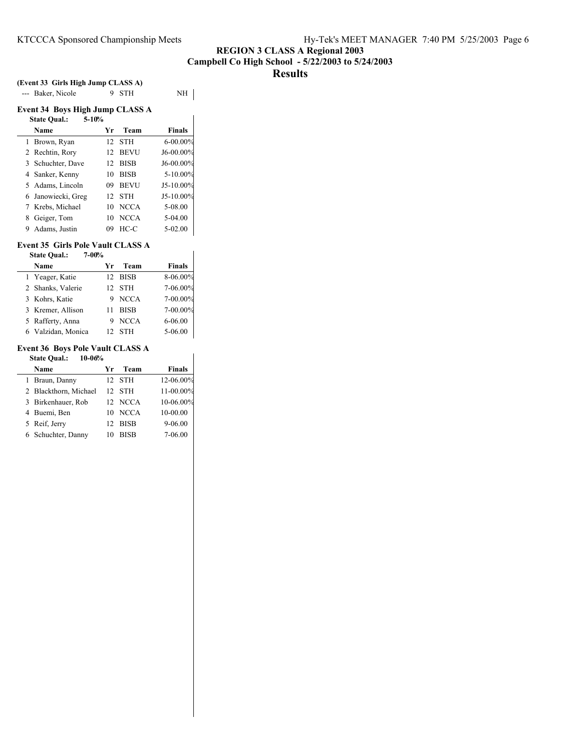## REGION 3 CLASS A Regional 2003

### Campbell Co High School - 5/22/2003 to 5/24/2003

# Results

**(Event 33 Girls High Jump CLASS A)**

| | | | | |
|---|---|---|---|---|
| --- | Baker, Nicole | 9 | STH | NH |

### Event 34 Boys High Jump CLASS A

**State Qual.: 5-10%**

| | Name | Yr | Team | Finals |
|---|---|---|---|---|
| 1 | Brown, Ryan | 12 | STH | 6-00.00% |
| 2 | Rechtin, Rory | 12 | BEVU | J6-00.00% |
| 3 | Schuchter, Dave | 12 | BISB | J6-00.00% |
| 4 | Sanker, Kenny | 10 | BISB | 5-10.00% |
| 5 | Adams, Lincoln | 09 | BEVU | J5-10.00% |
| 6 | Janowiecki, Greg | 12 | STH | J5-10.00% |
| 7 | Krebs, Michael | 10 | NCCA | 5-08.00 |
| 8 | Geiger, Tom | 10 | NCCA | 5-04.00 |
| 9 | Adams, Justin | 09 | HC-C | 5-02.00 |

### Event 35 Girls Pole Vault CLASS A

**State Qual.: 7-00%**

| | Name | Yr | Team | Finals |
|---|---|---|---|---|
| 1 | Yeager, Katie | 12 | BISB | 8-06.00% |
| 2 | Shanks, Valerie | 12 | STH | 7-06.00% |
| 3 | Kohrs, Katie | 9 | NCCA | 7-00.00% |
| 3 | Kremer, Allison | 11 | BISB | 7-00.00% |
| 5 | Rafferty, Anna | 9 | NCCA | 6-06.00 |
| 6 | Valzidan, Monica | 12 | STH | 5-06.00 |

### Event 36 Boys Pole Vault CLASS A

**State Qual.: 10-06%**

| | Name | Yr | Team | Finals |
|---|---|---|---|---|
| 1 | Braun, Danny | 12 | STH | 12-06.00% |
| 2 | Blackthorn, Michael | 12 | STH | 11-00.00% |
| 3 | Birkenhauer, Rob | 12 | NCCA | 10-06.00% |
| 4 | Buemi, Ben | 10 | NCCA | 10-00.00 |
| 5 | Reif, Jerry | 12 | BISB | 9-06.00 |
| 6 | Schuchter, Danny | 10 | BISB | 7-06.00 |